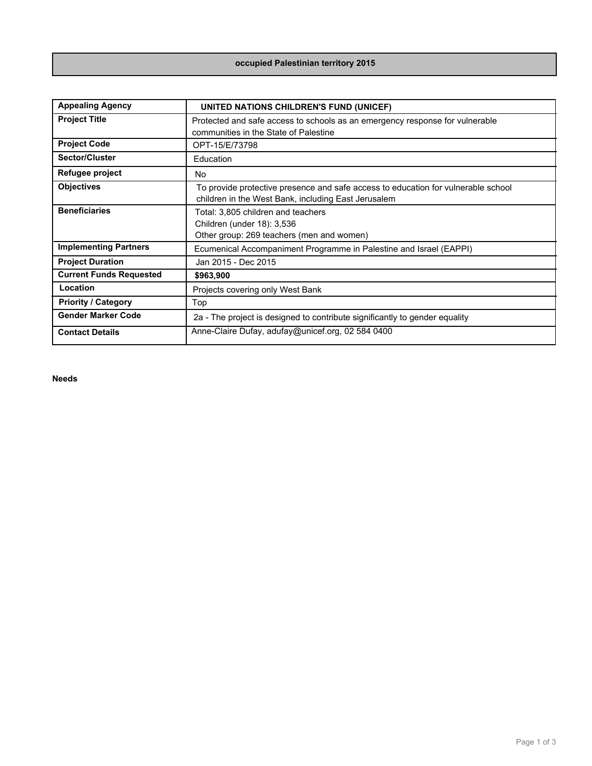# occupied Palestinian territory 2015

| | |
|---|---|
| **Appealing Agency** | **UNITED NATIONS CHILDREN'S FUND (UNICEF)** |
| **Project Title** | Protected and safe access to schools as an emergency response for vulnerable communities in the State of Palestine |
| **Project Code** | OPT-15/E/73798 |
| **Sector/Cluster** | Education |
| **Refugee project** | No |
| **Objectives** | To provide protective presence and safe access to education for vulnerable school children in the West Bank, including East Jerusalem |
| **Beneficiaries** | Total: 3,805 children and teachers<br>Children (under 18): 3,536<br>Other group: 269 teachers (men and women) |
| **Implementing Partners** | Ecumenical Accompaniment Programme in Palestine and Israel (EAPPI) |
| **Project Duration** | Jan 2015 - Dec 2015 |
| **Current Funds Requested** | **$963,900** |
| **Location** | Projects covering only West Bank |
| **Priority / Category** | Top |
| **Gender Marker Code** | 2a - The project is designed to contribute significantly to gender equality |
| **Contact Details** | Anne-Claire Dufay, adufay@unicef.org, 02 584 0400 |

**Needs**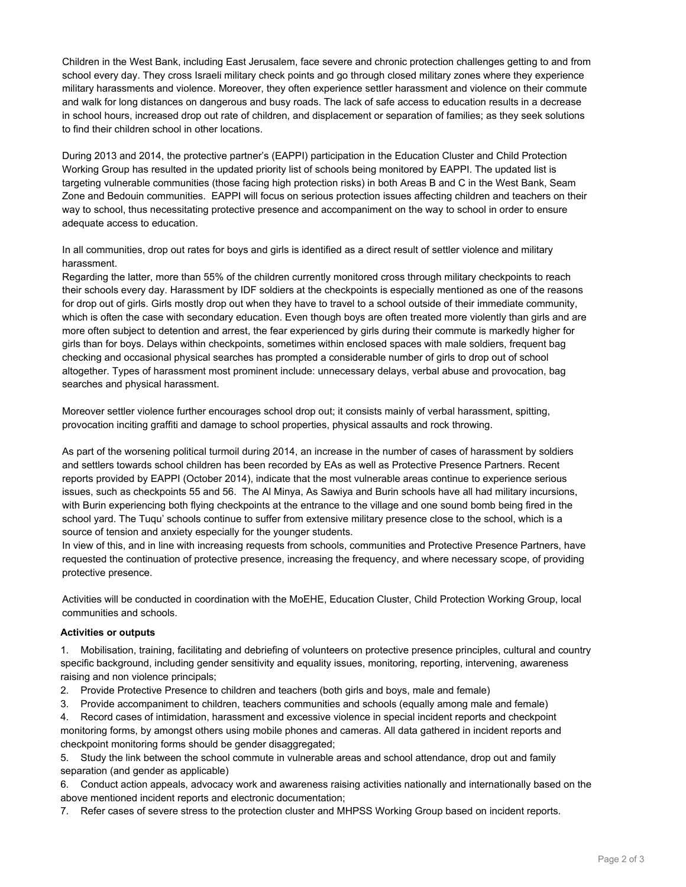Children in the West Bank, including East Jerusalem, face severe and chronic protection challenges getting to and from school every day. They cross Israeli military check points and go through closed military zones where they experience military harassments and violence. Moreover, they often experience settler harassment and violence on their commute and walk for long distances on dangerous and busy roads. The lack of safe access to education results in a decrease in school hours, increased drop out rate of children, and displacement or separation of families; as they seek solutions to find their children school in other locations.

During 2013 and 2014, the protective partner's (EAPPI) participation in the Education Cluster and Child Protection Working Group has resulted in the updated priority list of schools being monitored by EAPPI. The updated list is targeting vulnerable communities (those facing high protection risks) in both Areas B and C in the West Bank, Seam Zone and Bedouin communities. EAPPI will focus on serious protection issues affecting children and teachers on their way to school, thus necessitating protective presence and accompaniment on the way to school in order to ensure adequate access to education.

In all communities, drop out rates for boys and girls is identified as a direct result of settler violence and military harassment.
Regarding the latter, more than 55% of the children currently monitored cross through military checkpoints to reach their schools every day. Harassment by IDF soldiers at the checkpoints is especially mentioned as one of the reasons for drop out of girls. Girls mostly drop out when they have to travel to a school outside of their immediate community, which is often the case with secondary education. Even though boys are often treated more violently than girls and are more often subject to detention and arrest, the fear experienced by girls during their commute is markedly higher for girls than for boys. Delays within checkpoints, sometimes within enclosed spaces with male soldiers, frequent bag checking and occasional physical searches has prompted a considerable number of girls to drop out of school altogether. Types of harassment most prominent include: unnecessary delays, verbal abuse and provocation, bag searches and physical harassment.

Moreover settler violence further encourages school drop out; it consists mainly of verbal harassment, spitting, provocation inciting graffiti and damage to school properties, physical assaults and rock throwing.

As part of the worsening political turmoil during 2014, an increase in the number of cases of harassment by soldiers and settlers towards school children has been recorded by EAs as well as Protective Presence Partners. Recent reports provided by EAPPI (October 2014), indicate that the most vulnerable areas continue to experience serious issues, such as checkpoints 55 and 56. The Al Minya, As Sawiya and Burin schools have all had military incursions, with Burin experiencing both flying checkpoints at the entrance to the village and one sound bomb being fired in the school yard. The Tuqu' schools continue to suffer from extensive military presence close to the school, which is a source of tension and anxiety especially for the younger students.
In view of this, and in line with increasing requests from schools, communities and Protective Presence Partners, have requested the continuation of protective presence, increasing the frequency, and where necessary scope, of providing protective presence.

Activities will be conducted in coordination with the MoEHE, Education Cluster, Child Protection Working Group, local communities and schools.

**Activities or outputs**

1. Mobilisation, training, facilitating and debriefing of volunteers on protective presence principles, cultural and country specific background, including gender sensitivity and equality issues, monitoring, reporting, intervening, awareness raising and non violence principals;
2. Provide Protective Presence to children and teachers (both girls and boys, male and female)
3. Provide accompaniment to children, teachers communities and schools (equally among male and female)
4. Record cases of intimidation, harassment and excessive violence in special incident reports and checkpoint monitoring forms, by amongst others using mobile phones and cameras. All data gathered in incident reports and checkpoint monitoring forms should be gender disaggregated;
5. Study the link between the school commute in vulnerable areas and school attendance, drop out and family separation (and gender as applicable)
6. Conduct action appeals, advocacy work and awareness raising activities nationally and internationally based on the above mentioned incident reports and electronic documentation;
7. Refer cases of severe stress to the protection cluster and MHPSS Working Group based on incident reports.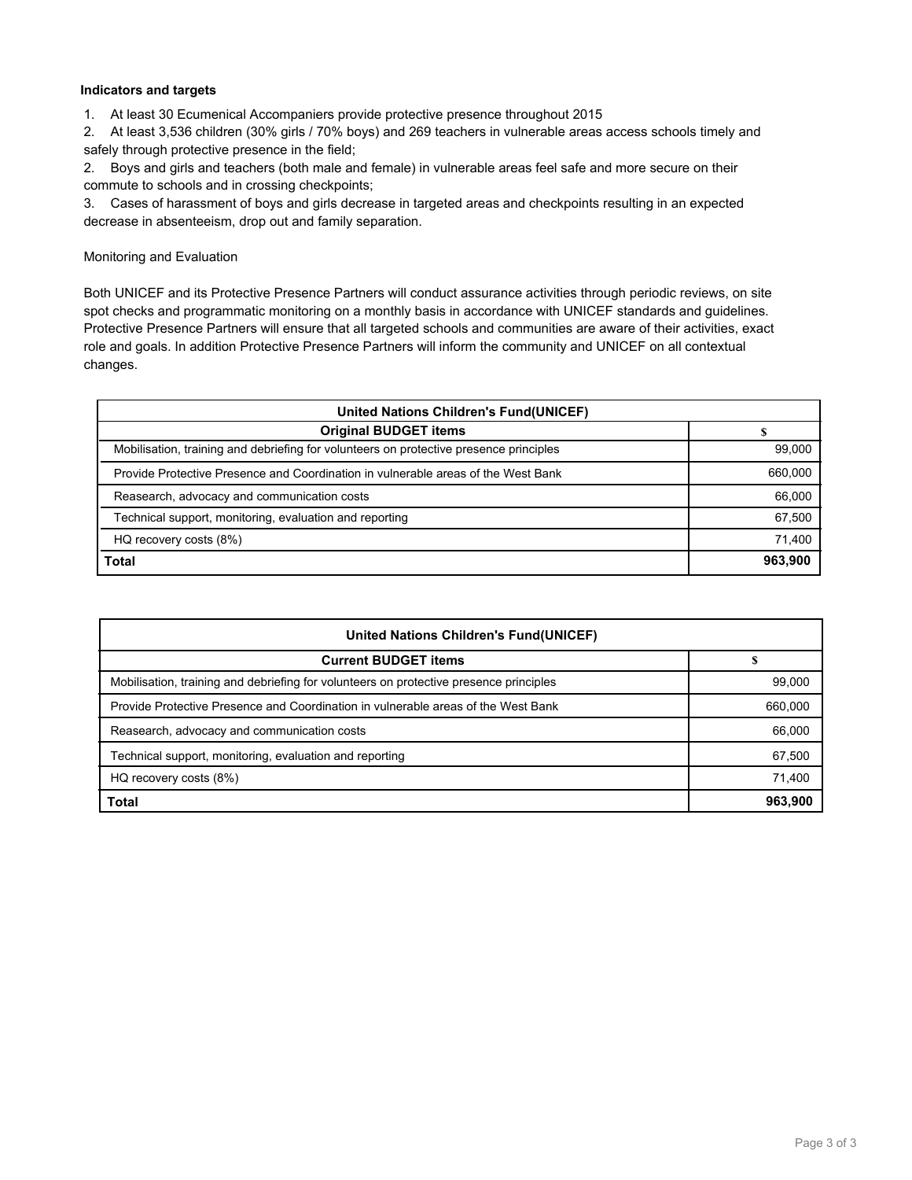**Indicators and targets**

1. At least 30 Ecumenical Accompaniers provide protective presence throughout 2015
2. At least 3,536 children (30% girls / 70% boys) and 269 teachers in vulnerable areas access schools timely and safely through protective presence in the field;
2. Boys and girls and teachers (both male and female) in vulnerable areas feel safe and more secure on their commute to schools and in crossing checkpoints;
3. Cases of harassment of boys and girls decrease in targeted areas and checkpoints resulting in an expected decrease in absenteeism, drop out and family separation.

Monitoring and Evaluation

Both UNICEF and its Protective Presence Partners will conduct assurance activities through periodic reviews, on site spot checks and programmatic monitoring on a monthly basis in accordance with UNICEF standards and guidelines. Protective Presence Partners will ensure that all targeted schools and communities are aware of their activities, exact role and goals. In addition Protective Presence Partners will inform the community and UNICEF on all contextual changes.

| United Nations Children's Fund(UNICEF) | |
|---|---|
| **Original BUDGET items** | **$** |
| Mobilisation, training and debriefing for volunteers on protective presence principles | 99,000 |
| Provide Protective Presence and Coordination in vulnerable areas of the West Bank | 660,000 |
| Reasearch, advocacy and communication costs | 66,000 |
| Technical support, monitoring, evaluation and reporting | 67,500 |
| HQ recovery costs (8%) | 71,400 |
| **Total** | **963,900** |

| United Nations Children's Fund(UNICEF) | |
|---|---|
| **Current BUDGET items** | **$** |
| Mobilisation, training and debriefing for volunteers on protective presence principles | 99,000 |
| Provide Protective Presence and Coordination in vulnerable areas of the West Bank | 660,000 |
| Reasearch, advocacy and communication costs | 66,000 |
| Technical support, monitoring, evaluation and reporting | 67,500 |
| HQ recovery costs (8%) | 71,400 |
| **Total** | **963,900** |